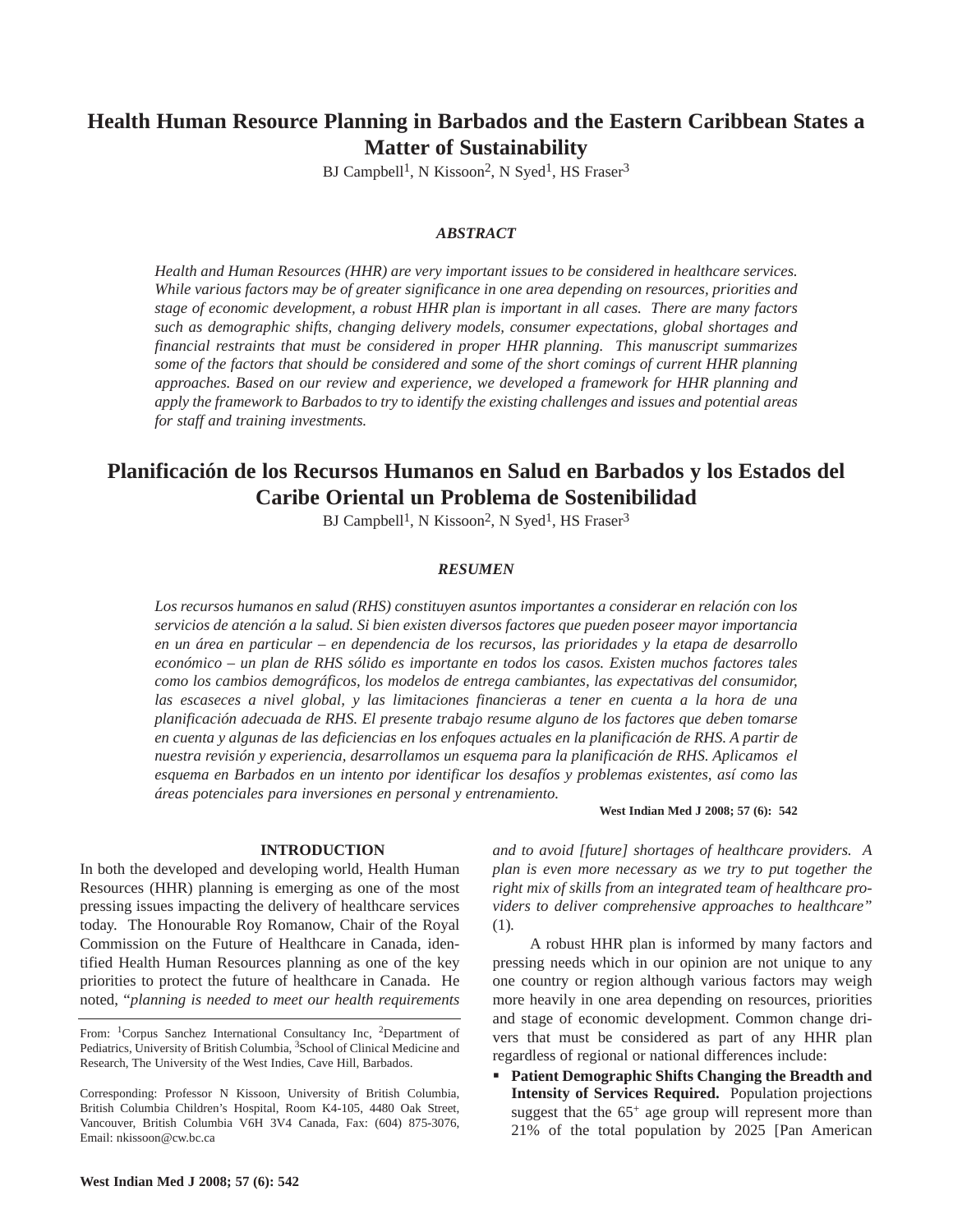# Health Human Resource Planning in Barbados and the Eastern Caribbean States a Matter of Sustainability

BJ Campbell[1], N Kissoon[2], N Syed[1], HS Fraser[3]

### *ABSTRACT*

*Health and Human Resources (HHR) are very important issues to be considered in healthcare services. While various factors may be of greater significance in one area depending on resources, priorities and stage of economic development, a robust HHR plan is important in all cases. There are many factors such as demographic shifts, changing delivery models, consumer expectations, global shortages and financial restraints that must be considered in proper HHR planning. This manuscript summarizes some of the factors that should be considered and some of the short comings of current HHR planning approaches. Based on our review and experience, we developed a framework for HHR planning and apply the framework to Barbados to try to identify the existing challenges and issues and potential areas for staff and training investments.*

# Planificación de los Recursos Humanos en Salud en Barbados y los Estados del Caribe Oriental un Problema de Sostenibilidad

BJ Campbell[1], N Kissoon[2], N Syed[1], HS Fraser[3]

### *RESUMEN*

*Los recursos humanos en salud (RHS) constituyen asuntos importantes a considerar en relación con los servicios de atención a la salud. Si bien existen diversos factores que pueden poseer mayor importancia en un área en particular – en dependencia de los recursos, las prioridades y la etapa de desarrollo económico – un plan de RHS sólido es importante en todos los casos. Existen muchos factores tales como los cambios demográficos, los modelos de entrega cambiantes, las expectativas del consumidor, las escaseces a nivel global, y las limitaciones financieras a tener en cuenta a la hora de una planificación adecuada de RHS. El presente trabajo resume alguno de los factores que deben tomarse en cuenta y algunas de las deficiencias en los enfoques actuales en la planificación de RHS. A partir de nuestra revisión y experiencia, desarrollamos un esquema para la planificación de RHS. Aplicamos el esquema en Barbados en un intento por identificar los desafíos y problemas existentes, así como las áreas potenciales para inversiones en personal y entrenamiento.*

**West Indian Med J 2008; 57 (6): 542**

## INTRODUCTION

In both the developed and developing world, Health Human Resources (HHR) planning is emerging as one of the most pressing issues impacting the delivery of healthcare services today. The Honourable Roy Romanow, Chair of the Royal Commission on the Future of Healthcare in Canada, identified Health Human Resources planning as one of the key priorities to protect the future of healthcare in Canada. He noted, "*planning is needed to meet our health requirements and to avoid [future] shortages of healthcare providers. A plan is even more necessary as we try to put together the right mix of skills from an integrated team of healthcare providers to deliver comprehensive approaches to healthcare"* (1).

A robust HHR plan is informed by many factors and pressing needs which in our opinion are not unique to any one country or region although various factors may weigh more heavily in one area depending on resources, priorities and stage of economic development. Common change drivers that must be considered as part of any HHR plan regardless of regional or national differences include:

- **Patient Demographic Shifts Changing the Breadth and Intensity of Services Required.** Population projections suggest that the $65^{+}$ age group will represent more than 21% of the total population by 2025 [Pan American

---

From: [1]Corpus Sanchez International Consultancy Inc, [2]Department of Pediatrics, University of British Columbia, [3]School of Clinical Medicine and Research, The University of the West Indies, Cave Hill, Barbados.

Corresponding: Professor N Kissoon, University of British Columbia, British Columbia Children's Hospital, Room K4-105, 4480 Oak Street, Vancouver, British Columbia V6H 3V4 Canada, Fax: (604) 875-3076, Email: nkissoon@cw.bc.ca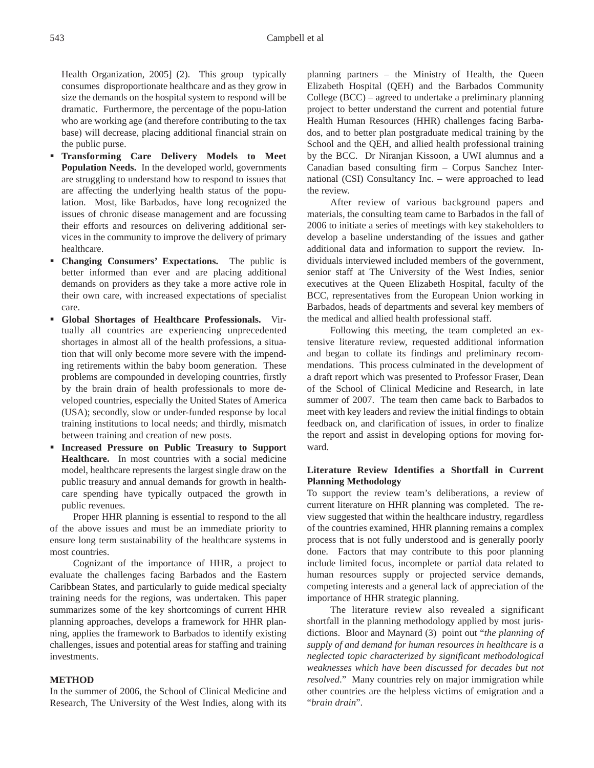Health Organization, 2005] (2). This group typically consumes disproportionate healthcare and as they grow in size the demands on the hospital system to respond will be dramatic. Furthermore, the percentage of the popu-lation who are working age (and therefore contributing to the tax base) will decrease, placing additional financial strain on the public purse.

- **Transforming Care Delivery Models to Meet Population Needs.** In the developed world, governments are struggling to understand how to respond to issues that are affecting the underlying health status of the population. Most, like Barbados, have long recognized the issues of chronic disease management and are focussing their efforts and resources on delivering additional services in the community to improve the delivery of primary healthcare.
- **Changing Consumers' Expectations.** The public is better informed than ever and are placing additional demands on providers as they take a more active role in their own care, with increased expectations of specialist care.
- **Global Shortages of Healthcare Professionals.** Virtually all countries are experiencing unprecedented shortages in almost all of the health professions, a situation that will only become more severe with the impending retirements within the baby boom generation. These problems are compounded in developing countries, firstly by the brain drain of health professionals to more developed countries, especially the United States of America (USA); secondly, slow or under-funded response by local training institutions to local needs; and thirdly, mismatch between training and creation of new posts.
- **Increased Pressure on Public Treasury to Support Healthcare.** In most countries with a social medicine model, healthcare represents the largest single draw on the public treasury and annual demands for growth in healthcare spending have typically outpaced the growth in public revenues.

Proper HHR planning is essential to respond to the all of the above issues and must be an immediate priority to ensure long term sustainability of the healthcare systems in most countries.

Cognizant of the importance of HHR, a project to evaluate the challenges facing Barbados and the Eastern Caribbean States, and particularly to guide medical specialty training needs for the regions, was undertaken. This paper summarizes some of the key shortcomings of current HHR planning approaches, develops a framework for HHR planning, applies the framework to Barbados to identify existing challenges, issues and potential areas for staffing and training investments.

## METHOD

In the summer of 2006, the School of Clinical Medicine and Research, The University of the West Indies, along with its planning partners – the Ministry of Health, the Queen Elizabeth Hospital (QEH) and the Barbados Community College (BCC) – agreed to undertake a preliminary planning project to better understand the current and potential future Health Human Resources (HHR) challenges facing Barbados, and to better plan postgraduate medical training by the School and the QEH, and allied health professional training by the BCC. Dr Niranjan Kissoon, a UWI alumnus and a Canadian based consulting firm – Corpus Sanchez International (CSI) Consultancy Inc. – were approached to lead the review.

After review of various background papers and materials, the consulting team came to Barbados in the fall of 2006 to initiate a series of meetings with key stakeholders to develop a baseline understanding of the issues and gather additional data and information to support the review. Individuals interviewed included members of the government, senior staff at The University of the West Indies, senior executives at the Queen Elizabeth Hospital, faculty of the BCC, representatives from the European Union working in Barbados, heads of departments and several key members of the medical and allied health professional staff.

Following this meeting, the team completed an extensive literature review, requested additional information and began to collate its findings and preliminary recommendations. This process culminated in the development of a draft report which was presented to Professor Fraser, Dean of the School of Clinical Medicine and Research, in late summer of 2007. The team then came back to Barbados to meet with key leaders and review the initial findings to obtain feedback on, and clarification of issues, in order to finalize the report and assist in developing options for moving forward.

### Literature Review Identifies a Shortfall in Current Planning Methodology

To support the review team's deliberations, a review of current literature on HHR planning was completed. The review suggested that within the healthcare industry, regardless of the countries examined, HHR planning remains a complex process that is not fully understood and is generally poorly done. Factors that may contribute to this poor planning include limited focus, incomplete or partial data related to human resources supply or projected service demands, competing interests and a general lack of appreciation of the importance of HHR strategic planning.

The literature review also revealed a significant shortfall in the planning methodology applied by most jurisdictions. Bloor and Maynard (3) point out "*the planning of supply of and demand for human resources in healthcare is a neglected topic characterized by significant methodological weaknesses which have been discussed for decades but not resolved*." Many countries rely on major immigration while other countries are the helpless victims of emigration and a "*brain drain*".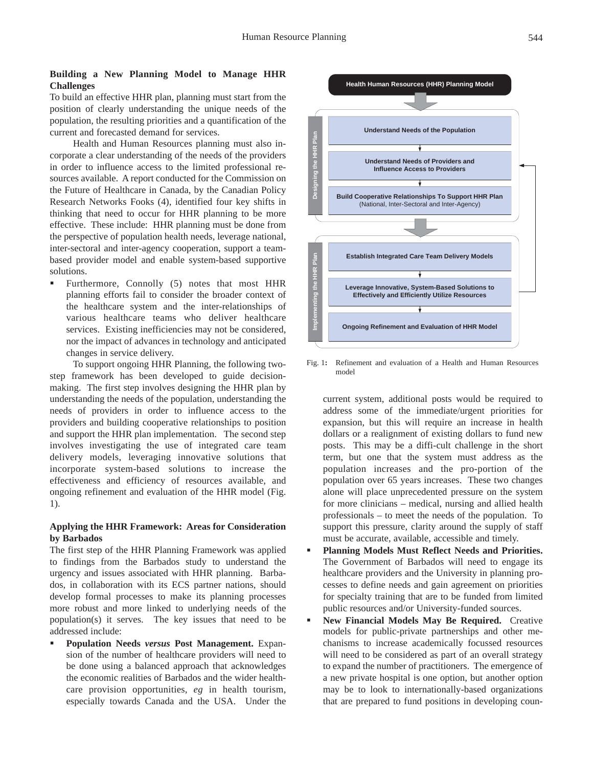## Building a New Planning Model to Manage HHR Challenges

To build an effective HHR plan, planning must start from the position of clearly understanding the unique needs of the population, the resulting priorities and a quantification of the current and forecasted demand for services.

Health and Human Resources planning must also incorporate a clear understanding of the needs of the providers in order to influence access to the limited professional resources available. A report conducted for the Commission on the Future of Healthcare in Canada, by the Canadian Policy Research Networks Fooks (4), identified four key shifts in thinking that need to occur for HHR planning to be more effective. These include: HHR planning must be done from the perspective of population health needs, leverage national, inter-sectoral and inter-agency cooperation, support a team-based provider model and enable system-based supportive solutions.

- Furthermore, Connolly (5) notes that most HHR planning efforts fail to consider the broader context of the healthcare system and the inter-relationships of various healthcare teams who deliver healthcare services. Existing inefficiencies may not be considered, nor the impact of advances in technology and anticipated changes in service delivery.

To support ongoing HHR Planning, the following two-step framework has been developed to guide decision-making. The first step involves designing the HHR plan by understanding the needs of the population, understanding the needs of providers in order to influence access to the providers and building cooperative relationships to position and support the HHR plan implementation. The second step involves investigating the use of integrated care team delivery models, leveraging innovative solutions that incorporate system-based solutions to increase the effectiveness and efficiency of resources available, and ongoing refinement and evaluation of the HHR model (Fig. 1).

**Health Human Resources (HHR) Planning Model**

*Designing the HHR Plan*
- Understand Needs of the Population
- Understand Needs of Providers and Influence Access to Providers
- Build Cooperative Relationships To Support HHR Plan (National, Inter-Sectoral and Inter-Agency)

*Implementing the HHR Plan*
- Establish Integrated Care Team Delivery Models
- Leverage Innovative, System-Based Solutions to Effectively and Efficiently Utilize Resources
- Ongoing Refinement and Evaluation of HHR Model

Fig. 1: Refinement and evaluation of a Health and Human Resources model

## Applying the HHR Framework: Areas for Consideration by Barbados

The first step of the HHR Planning Framework was applied to findings from the Barbados study to understand the urgency and issues associated with HHR planning. Barbados, in collaboration with its ECS partner nations, should develop formal processes to make its planning processes more robust and more linked to underlying needs of the population(s) it serves. The key issues that need to be addressed include:

- **Population Needs *versus* Post Management.** Expansion of the number of healthcare providers will need to be done using a balanced approach that acknowledges the economic realities of Barbados and the wider healthcare provision opportunities, *eg* in health tourism, especially towards Canada and the USA. Under the current system, additional posts would be required to address some of the immediate/urgent priorities for expansion, but this will require an increase in health dollars or a realignment of existing dollars to fund new posts. This may be a diffi-cult challenge in the short term, but one that the system must address as the population increases and the pro-portion of the population over 65 years increases. These two changes alone will place unprecedented pressure on the system for more clinicians – medical, nursing and allied health professionals – to meet the needs of the population. To support this pressure, clarity around the supply of staff must be accurate, available, accessible and timely.
- **Planning Models Must Reflect Needs and Priorities.** The Government of Barbados will need to engage its healthcare providers and the University in planning processes to define needs and gain agreement on priorities for specialty training that are to be funded from limited public resources and/or University-funded sources.
- **New Financial Models May Be Required.** Creative models for public-private partnerships and other mechanisms to increase academically focussed resources will need to be considered as part of an overall strategy to expand the number of practitioners. The emergence of a new private hospital is one option, but another option may be to look to internationally-based organizations that are prepared to fund positions in developing coun-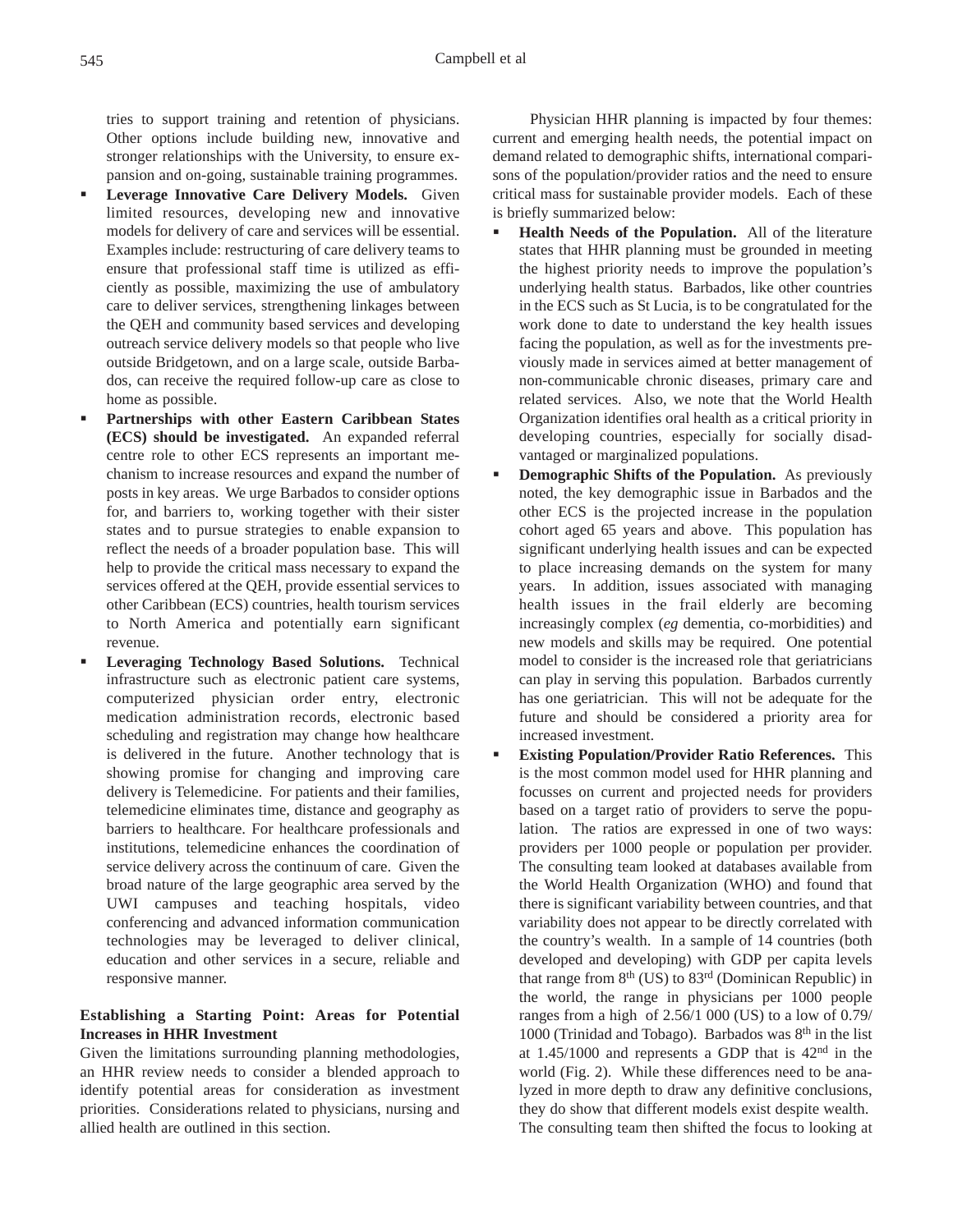tries to support training and retention of physicians. Other options include building new, innovative and stronger relationships with the University, to ensure expansion and on-going, sustainable training programmes.

- **Leverage Innovative Care Delivery Models.** Given limited resources, developing new and innovative models for delivery of care and services will be essential. Examples include: restructuring of care delivery teams to ensure that professional staff time is utilized as efficiently as possible, maximizing the use of ambulatory care to deliver services, strengthening linkages between the QEH and community based services and developing outreach service delivery models so that people who live outside Bridgetown, and on a large scale, outside Barbados, can receive the required follow-up care as close to home as possible.
- **Partnerships with other Eastern Caribbean States (ECS) should be investigated.** An expanded referral centre role to other ECS represents an important mechanism to increase resources and expand the number of posts in key areas. We urge Barbados to consider options for, and barriers to, working together with their sister states and to pursue strategies to enable expansion to reflect the needs of a broader population base. This will help to provide the critical mass necessary to expand the services offered at the QEH, provide essential services to other Caribbean (ECS) countries, health tourism services to North America and potentially earn significant revenue.
- **Leveraging Technology Based Solutions.** Technical infrastructure such as electronic patient care systems, computerized physician order entry, electronic medication administration records, electronic based scheduling and registration may change how healthcare is delivered in the future. Another technology that is showing promise for changing and improving care delivery is Telemedicine. For patients and their families, telemedicine eliminates time, distance and geography as barriers to healthcare. For healthcare professionals and institutions, telemedicine enhances the coordination of service delivery across the continuum of care. Given the broad nature of the large geographic area served by the UWI campuses and teaching hospitals, video conferencing and advanced information communication technologies may be leveraged to deliver clinical, education and other services in a secure, reliable and responsive manner.

**Establishing a Starting Point: Areas for Potential Increases in HHR Investment**

Given the limitations surrounding planning methodologies, an HHR review needs to consider a blended approach to identify potential areas for consideration as investment priorities. Considerations related to physicians, nursing and allied health are outlined in this section.

Physician HHR planning is impacted by four themes: current and emerging health needs, the potential impact on demand related to demographic shifts, international comparisons of the population/provider ratios and the need to ensure critical mass for sustainable provider models. Each of these is briefly summarized below:

- **Health Needs of the Population.** All of the literature states that HHR planning must be grounded in meeting the highest priority needs to improve the population's underlying health status. Barbados, like other countries in the ECS such as St Lucia, is to be congratulated for the work done to date to understand the key health issues facing the population, as well as for the investments previously made in services aimed at better management of non-communicable chronic diseases, primary care and related services. Also, we note that the World Health Organization identifies oral health as a critical priority in developing countries, especially for socially disadvantaged or marginalized populations.
- **Demographic Shifts of the Population.** As previously noted, the key demographic issue in Barbados and the other ECS is the projected increase in the population cohort aged 65 years and above. This population has significant underlying health issues and can be expected to place increasing demands on the system for many years. In addition, issues associated with managing health issues in the frail elderly are becoming increasingly complex (*eg* dementia, co-morbidities) and new models and skills may be required. One potential model to consider is the increased role that geriatricians can play in serving this population. Barbados currently has one geriatrician. This will not be adequate for the future and should be considered a priority area for increased investment.
- **Existing Population/Provider Ratio References.** This is the most common model used for HHR planning and focusses on current and projected needs for providers based on a target ratio of providers to serve the population. The ratios are expressed in one of two ways: providers per 1000 people or population per provider. The consulting team looked at databases available from the World Health Organization (WHO) and found that there is significant variability between countries, and that variability does not appear to be directly correlated with the country's wealth. In a sample of 14 countries (both developed and developing) with GDP per capita levels that range from 8th (US) to 83rd (Dominican Republic) in the world, the range in physicians per 1000 people ranges from a high of 2.56/1 000 (US) to a low of 0.79/1000 (Trinidad and Tobago). Barbados was 8th in the list at 1.45/1000 and represents a GDP that is 42nd in the world (Fig. 2). While these differences need to be analyzed in more depth to draw any definitive conclusions, they do show that different models exist despite wealth. The consulting team then shifted the focus to looking at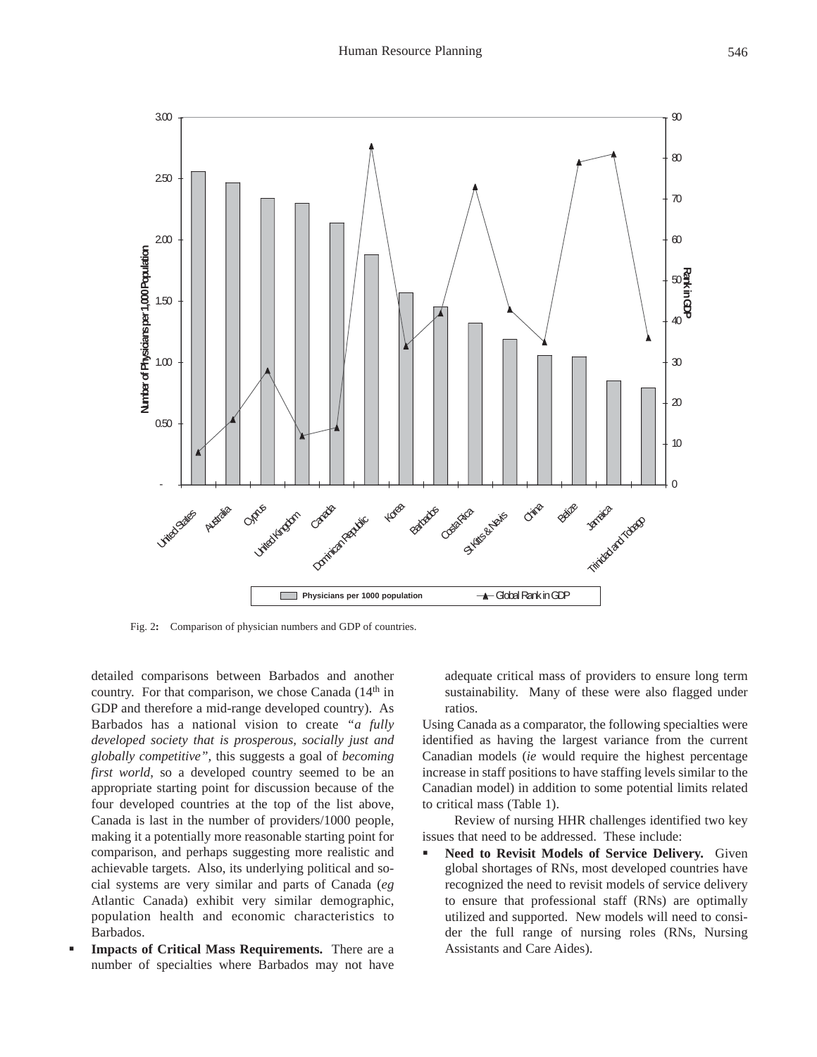Fig. 2**:** Comparison of physician numbers and GDP of countries.

detailed comparisons between Barbados and another country. For that comparison, we chose Canada (14th in GDP and therefore a mid-range developed country). As Barbados has a national vision to create "*a fully developed society that is prosperous, socially just and globally competitive",* this suggests a goal of *becoming first world,* so a developed country seemed to be an appropriate starting point for discussion because of the four developed countries at the top of the list above, Canada is last in the number of providers/1000 people, making it a potentially more reasonable starting point for comparison, and perhaps suggesting more realistic and achievable targets. Also, its underlying political and social systems are very similar and parts of Canada (*eg* Atlantic Canada) exhibit very similar demographic, population health and economic characteristics to Barbados.

- **Impacts of Critical Mass Requirements.** There are a number of specialties where Barbados may not have adequate critical mass of providers to ensure long term sustainability. Many of these were also flagged under ratios.

Using Canada as a comparator, the following specialties were identified as having the largest variance from the current Canadian models (*ie* would require the highest percentage increase in staff positions to have staffing levels similar to the Canadian model) in addition to some potential limits related to critical mass (Table 1).

Review of nursing HHR challenges identified two key issues that need to be addressed. These include:

- **Need to Revisit Models of Service Delivery.** Given global shortages of RNs, most developed countries have recognized the need to revisit models of service delivery to ensure that professional staff (RNs) are optimally utilized and supported. New models will need to consider the full range of nursing roles (RNs, Nursing Assistants and Care Aides).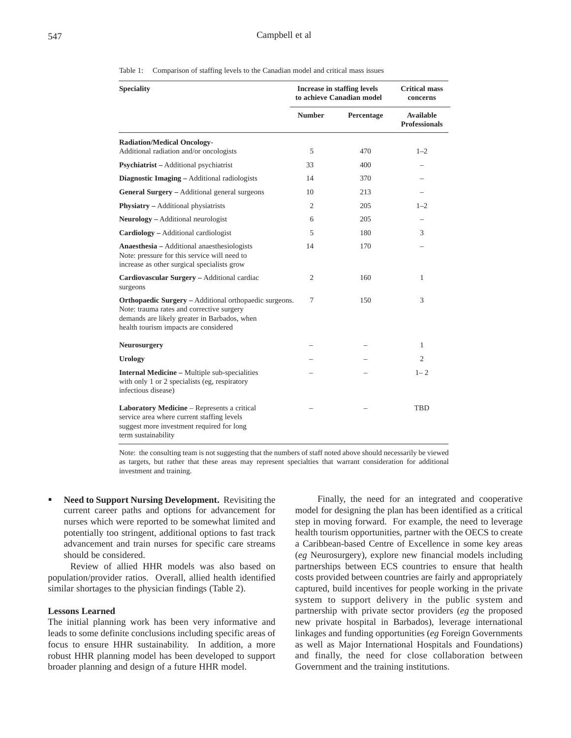Table 1: Comparison of staffing levels to the Canadian model and critical mass issues

| Speciality | Increase in staffing levels to achieve Canadian model | | Critical mass concerns |
|---|---|---|---|
| | Number | Percentage | Available Professionals |
| **Radiation/Medical Oncology**- Additional radiation and/or oncologists | 5 | 470 | 1–2 |
| **Psychiatrist –** Additional psychiatrist | 33 | 400 | – |
| **Diagnostic Imaging –** Additional radiologists | 14 | 370 | – |
| **General Surgery –** Additional general surgeons | 10 | 213 | – |
| **Physiatry –** Additional physiatrists | 2 | 205 | 1–2 |
| **Neurology –** Additional neurologist | 6 | 205 | – |
| **Cardiology –** Additional cardiologist | 5 | 180 | 3 |
| **Anaesthesia –** Additional anaesthesiologists Note: pressure for this service will need to increase as other surgical specialists grow | 14 | 170 | – |
| **Cardiovascular Surgery –** Additional cardiac surgeons | 2 | 160 | 1 |
| **Orthopaedic Surgery –** Additional orthopaedic surgeons. Note: trauma rates and corrective surgery demands are likely greater in Barbados, when health tourism impacts are considered | 7 | 150 | 3 |
| **Neurosurgery** | – | – | 1 |
| **Urology** | – | – | 2 |
| **Internal Medicine –** Multiple sub-specialities with only 1 or 2 specialists (eg, respiratory infectious disease) | – | – | 1– 2 |
| **Laboratory Medicine** – Represents a critical service area where current staffing levels suggest more investment required for long term sustainability | – | – | TBD |

Note: the consulting team is not suggesting that the numbers of staff noted above should necessarily be viewed as targets, but rather that these areas may represent specialties that warrant consideration for additional investment and training.

- **Need to Support Nursing Development.** Revisiting the current career paths and options for advancement for nurses which were reported to be somewhat limited and potentially too stringent, additional options to fast track advancement and train nurses for specific care streams should be considered.

Review of allied HHR models was also based on population/provider ratios. Overall, allied health identified similar shortages to the physician findings (Table 2).

### Lessons Learned

The initial planning work has been very informative and leads to some definite conclusions including specific areas of focus to ensure HHR sustainability. In addition, a more robust HHR planning model has been developed to support broader planning and design of a future HHR model.

Finally, the need for an integrated and cooperative model for designing the plan has been identified as a critical step in moving forward. For example, the need to leverage health tourism opportunities, partner with the OECS to create a Caribbean-based Centre of Excellence in some key areas (*eg* Neurosurgery), explore new financial models including partnerships between ECS countries to ensure that health costs provided between countries are fairly and appropriately captured, build incentives for people working in the private system to support delivery in the public system and partnership with private sector providers (*eg* the proposed new private hospital in Barbados), leverage international linkages and funding opportunities (*eg* Foreign Governments as well as Major International Hospitals and Foundations) and finally, the need for close collaboration between Government and the training institutions.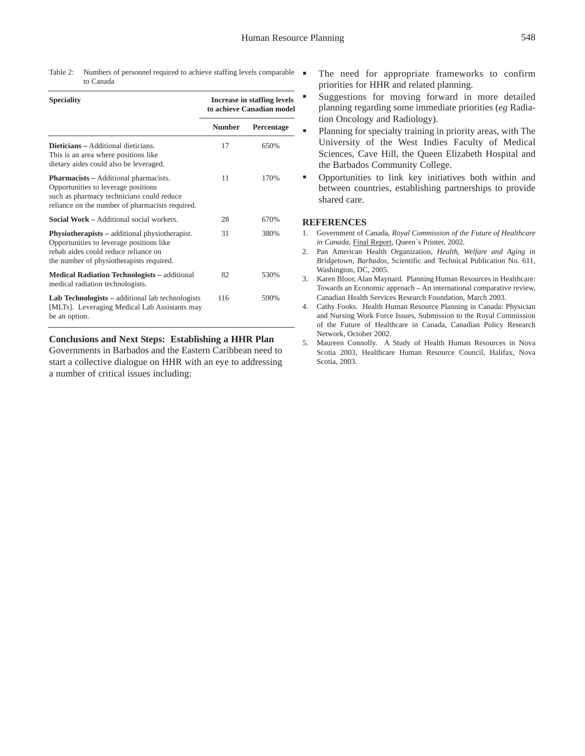Table 2: Numbers of personnel required to achieve staffing levels comparable to Canada

| Speciality | Increase in staffing levels to achieve Canadian model | |
|---|---|---|
| | Number | Percentage |
| **Dieticians –** Additional dieticians. This is an area where positions like dietary aides could also be leveraged. | 17 | 650% |
| **Pharmacists –** Additional pharmacists. Opportunities to leverage positions such as pharmacy technicians could reduce reliance on the number of pharmacists required. | 11 | 170% |
| **Social Work –** Additional social workers. | 28 | 670% |
| **Physiotherapists –** additional physiotherapist. Opportunities to leverage positions like rehab aides could reduce reliance on the number of physiotherapists required. | 31 | 380% |
| **Medical Radiation Technologists –** additional medical radiation technologists. | 82 | 530% |
| **Lab Technologists –** additional lab technologists [MLTs]. Leveraging Medical Lab Assistants may be an option. | 116 | 590% |

## Conclusions and Next Steps: Establishing a HHR Plan

Governments in Barbados and the Eastern Caribbean need to start a collective dialogue on HHR with an eye to addressing a number of critical issues including:

- The need for appropriate frameworks to confirm priorities for HHR and related planning.
- Suggestions for moving forward in more detailed planning regarding some immediate priorities (*eg* Radiation Oncology and Radiology).
- Planning for specialty training in priority areas, with The University of the West Indies Faculty of Medical Sciences, Cave Hill, the Queen Elizabeth Hospital and the Barbados Community College.
- Opportunities to link key initiatives both within and between countries, establishing partnerships to provide shared care.

## REFERENCES

1. Government of Canada, *Royal Commission of the Future of Healthcare in Canada*, Final Report, Queen`s Printer, 2002.
2. Pan American Health Organization, *Health, Welfare and Aging in Bridgetown, Barbados*, Scientific and Technical Publication No. 611, Washington, DC, 2005.
3. Karen Bloor, Alan Maynard. Planning Human Resources in Healthcare: Towards an Economic approach – An international comparative review, Canadian Health Services Research Foundation, March 2003.
4. Cathy Fooks. Health Human Resource Planning in Canada: Physician and Nursing Work Force Issues, Submission to the Royal Commission of the Future of Healthcare in Canada, Canadian Policy Research Network, October 2002.
5. Maureen Connolly. A Study of Health Human Resources in Nova Scotia 2003, Healthcare Human Resource Council, Halifax, Nova Scotia, 2003.